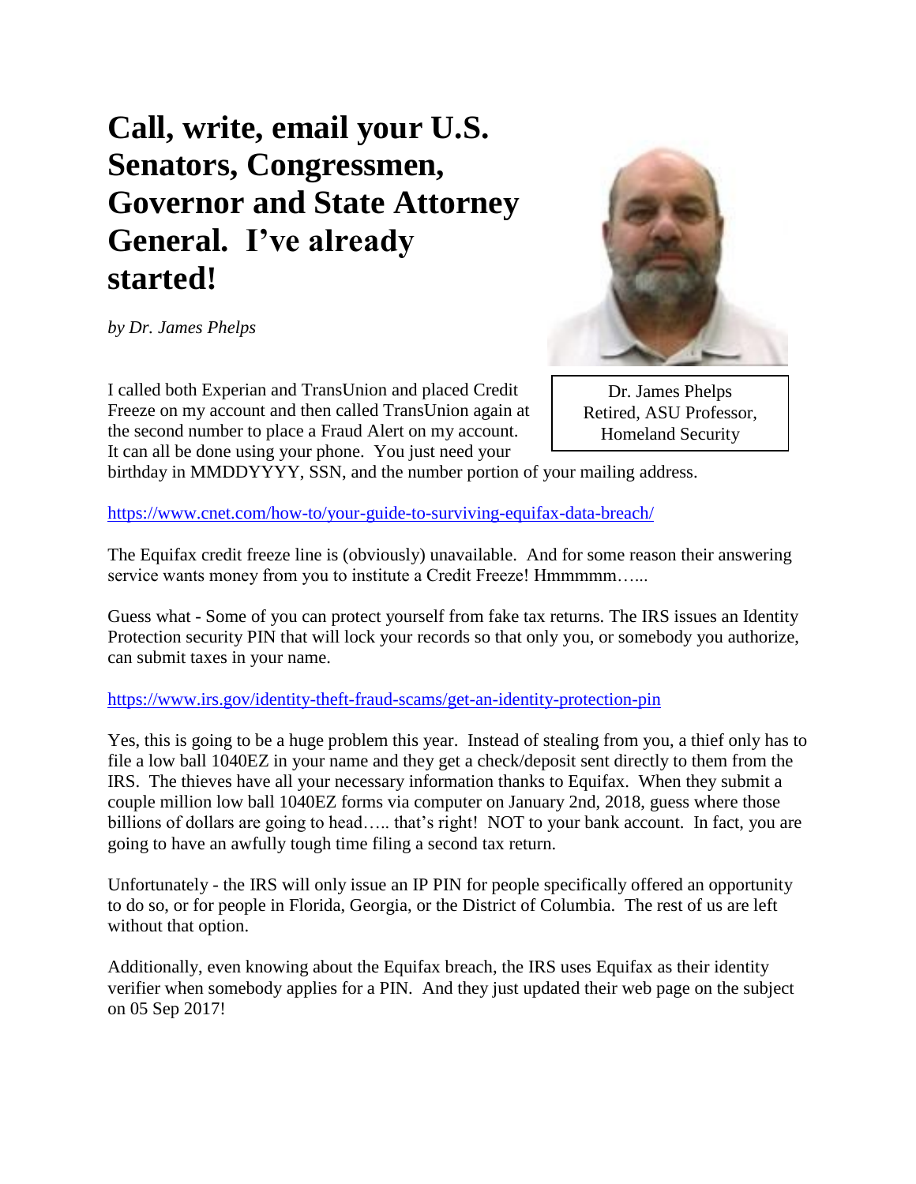# Call, write, email your U.S. Senators, Congressmen, Governor and State Attorney General. I've already started!

*by Dr. James Phelps*

Dr. James Phelps
Retired, ASU Professor,
Homeland Security

I called both Experian and TransUnion and placed Credit Freeze on my account and then called TransUnion again at the second number to place a Fraud Alert on my account. It can all be done using your phone. You just need your birthday in MMDDYYYY, SSN, and the number portion of your mailing address.

https://www.cnet.com/how-to/your-guide-to-surviving-equifax-data-breach/

The Equifax credit freeze line is (obviously) unavailable. And for some reason their answering service wants money from you to institute a Credit Freeze! Hmmmmm…...

Guess what - Some of you can protect yourself from fake tax returns. The IRS issues an Identity Protection security PIN that will lock your records so that only you, or somebody you authorize, can submit taxes in your name.

https://www.irs.gov/identity-theft-fraud-scams/get-an-identity-protection-pin

Yes, this is going to be a huge problem this year. Instead of stealing from you, a thief only has to file a low ball 1040EZ in your name and they get a check/deposit sent directly to them from the IRS. The thieves have all your necessary information thanks to Equifax. When they submit a couple million low ball 1040EZ forms via computer on January 2nd, 2018, guess where those billions of dollars are going to head….. that's right! NOT to your bank account. In fact, you are going to have an awfully tough time filing a second tax return.

Unfortunately - the IRS will only issue an IP PIN for people specifically offered an opportunity to do so, or for people in Florida, Georgia, or the District of Columbia. The rest of us are left without that option.

Additionally, even knowing about the Equifax breach, the IRS uses Equifax as their identity verifier when somebody applies for a PIN. And they just updated their web page on the subject on 05 Sep 2017!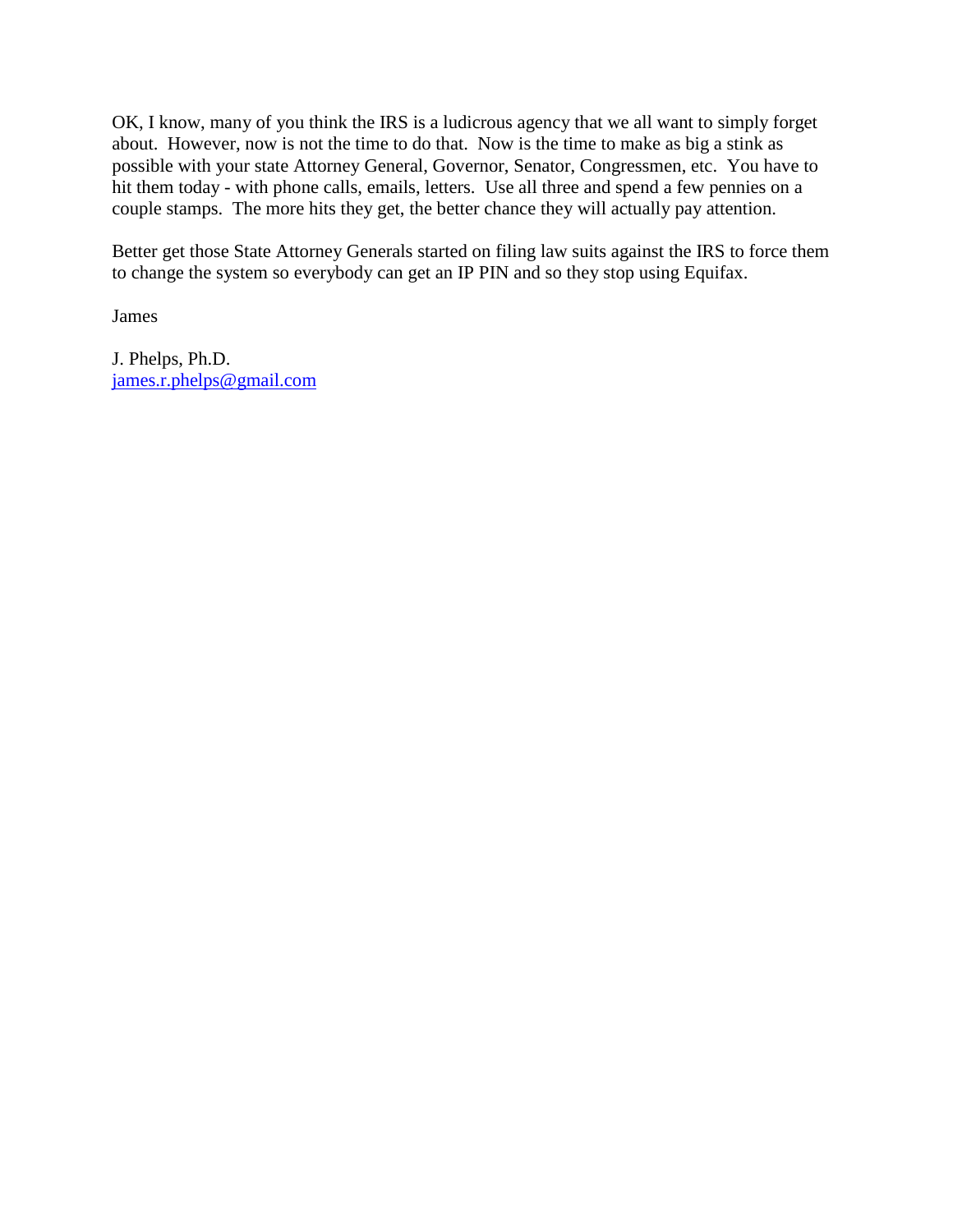OK, I know, many of you think the IRS is a ludicrous agency that we all want to simply forget about. However, now is not the time to do that. Now is the time to make as big a stink as possible with your state Attorney General, Governor, Senator, Congressmen, etc. You have to hit them today - with phone calls, emails, letters. Use all three and spend a few pennies on a couple stamps. The more hits they get, the better chance they will actually pay attention.

Better get those State Attorney Generals started on filing law suits against the IRS to force them to change the system so everybody can get an IP PIN and so they stop using Equifax.

James

J. Phelps, Ph.D.
james.r.phelps@gmail.com